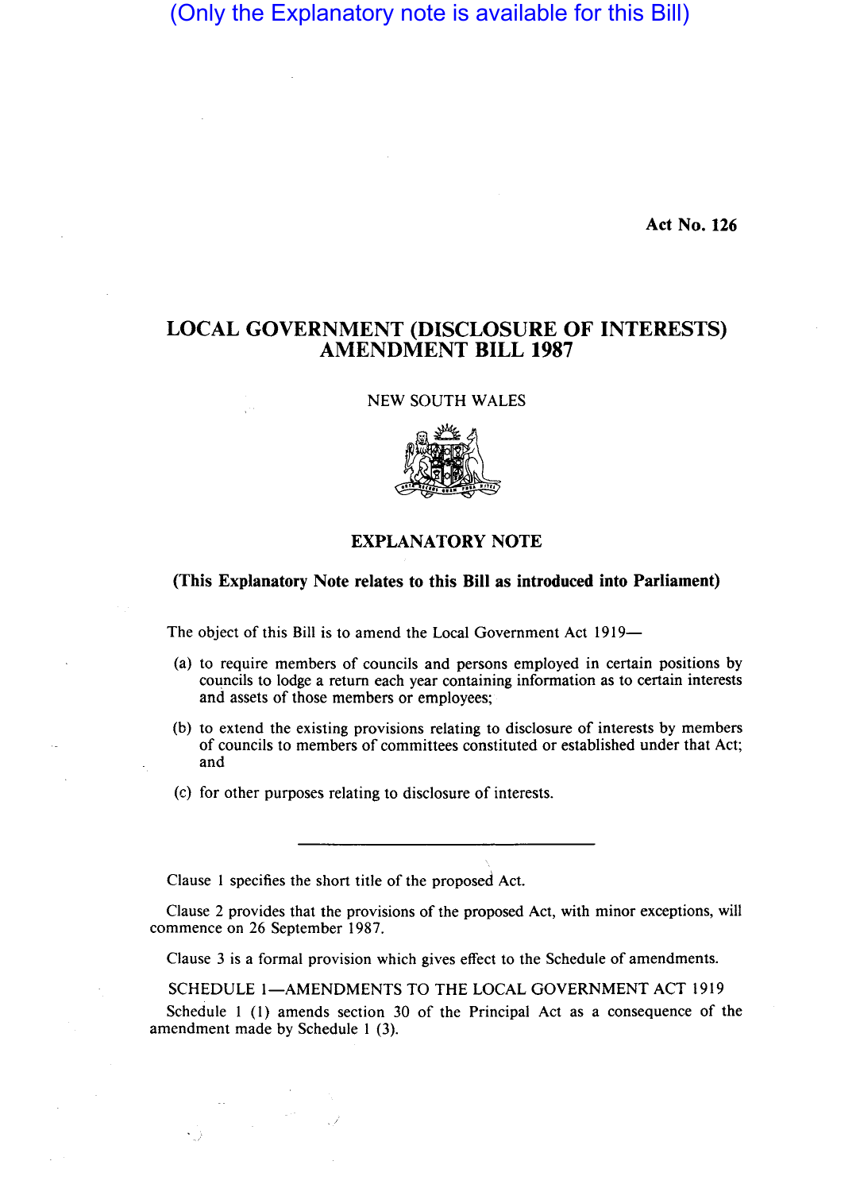(Only the Explanatory note is available for this Bill)

Act No. 126

# LOCAL GOVERNMENT (DISCLOSURE OF INTERESTS) AMENDMENT BILL 1987

NEW SOUTH WALES

## EXPLANATORY NOTE

**(This Explanatory Note relates to this Bill as introduced into Parliament)**

The object of this Bill is to amend the Local Government Act 1919—

(a) to require members of councils and persons employed in certain positions by councils to lodge a return each year containing information as to certain interests and assets of those members or employees;

(b) to extend the existing provisions relating to disclosure of interests by members of councils to members of committees constituted or established under that Act; and

(c) for other purposes relating to disclosure of interests.

---

Clause 1 specifies the short title of the proposed Act.

Clause 2 provides that the provisions of the proposed Act, with minor exceptions, will commence on 26 September 1987.

Clause 3 is a formal provision which gives effect to the Schedule of amendments.

SCHEDULE 1—AMENDMENTS TO THE LOCAL GOVERNMENT ACT 1919

Schedule 1 (1) amends section 30 of the Principal Act as a consequence of the amendment made by Schedule 1 (3).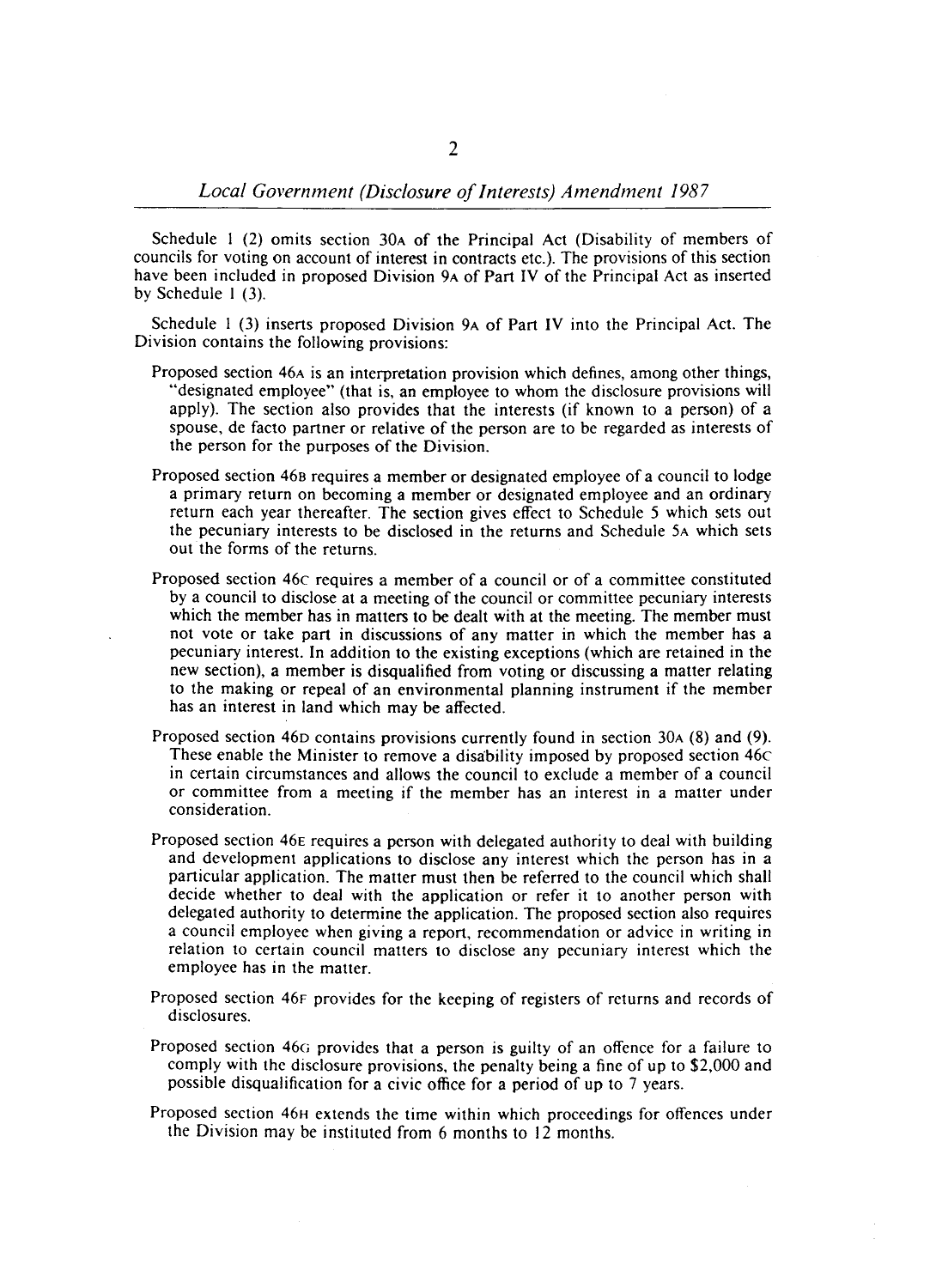Schedule 1 (2) omits section 30A of the Principal Act (Disability of members of councils for voting on account of interest in contracts etc.). The provisions of this section have been included in proposed Division 9A of Part IV of the Principal Act as inserted by Schedule 1 (3).

Schedule 1 (3) inserts proposed Division 9A of Part IV into the Principal Act. The Division contains the following provisions:

Proposed section 46A is an interpretation provision which defines, among other things, "designated employee" (that is, an employee to whom the disclosure provisions will apply). The section also provides that the interests (if known to a person) of a spouse, de facto partner or relative of the person are to be regarded as interests of the person for the purposes of the Division.

Proposed section 46B requires a member or designated employee of a council to lodge a primary return on becoming a member or designated employee and an ordinary return each year thereafter. The section gives effect to Schedule 5 which sets out the pecuniary interests to be disclosed in the returns and Schedule 5A which sets out the forms of the returns.

Proposed section 46C requires a member of a council or of a committee constituted by a council to disclose at a meeting of the council or committee pecuniary interests which the member has in matters to be dealt with at the meeting. The member must not vote or take part in discussions of any matter in which the member has a pecuniary interest. In addition to the existing exceptions (which are retained in the new section), a member is disqualified from voting or discussing a matter relating to the making or repeal of an environmental planning instrument if the member has an interest in land which may be affected.

Proposed section 46D contains provisions currently found in section 30A (8) and (9). These enable the Minister to remove a disability imposed by proposed section 46C in certain circumstances and allows the council to exclude a member of a council or committee from a meeting if the member has an interest in a matter under consideration.

Proposed section 46E requires a person with delegated authority to deal with building and development applications to disclose any interest which the person has in a particular application. The matter must then be referred to the council which shall decide whether to deal with the application or refer it to another person with delegated authority to determine the application. The proposed section also requires a council employee when giving a report, recommendation or advice in writing in relation to certain council matters to disclose any pecuniary interest which the employee has in the matter.

Proposed section 46F provides for the keeping of registers of returns and records of disclosures.

Proposed section 46G provides that a person is guilty of an offence for a failure to comply with the disclosure provisions, the penalty being a fine of up to $2,000 and possible disqualification for a civic office for a period of up to 7 years.

Proposed section 46H extends the time within which proceedings for offences under the Division may be instituted from 6 months to 12 months.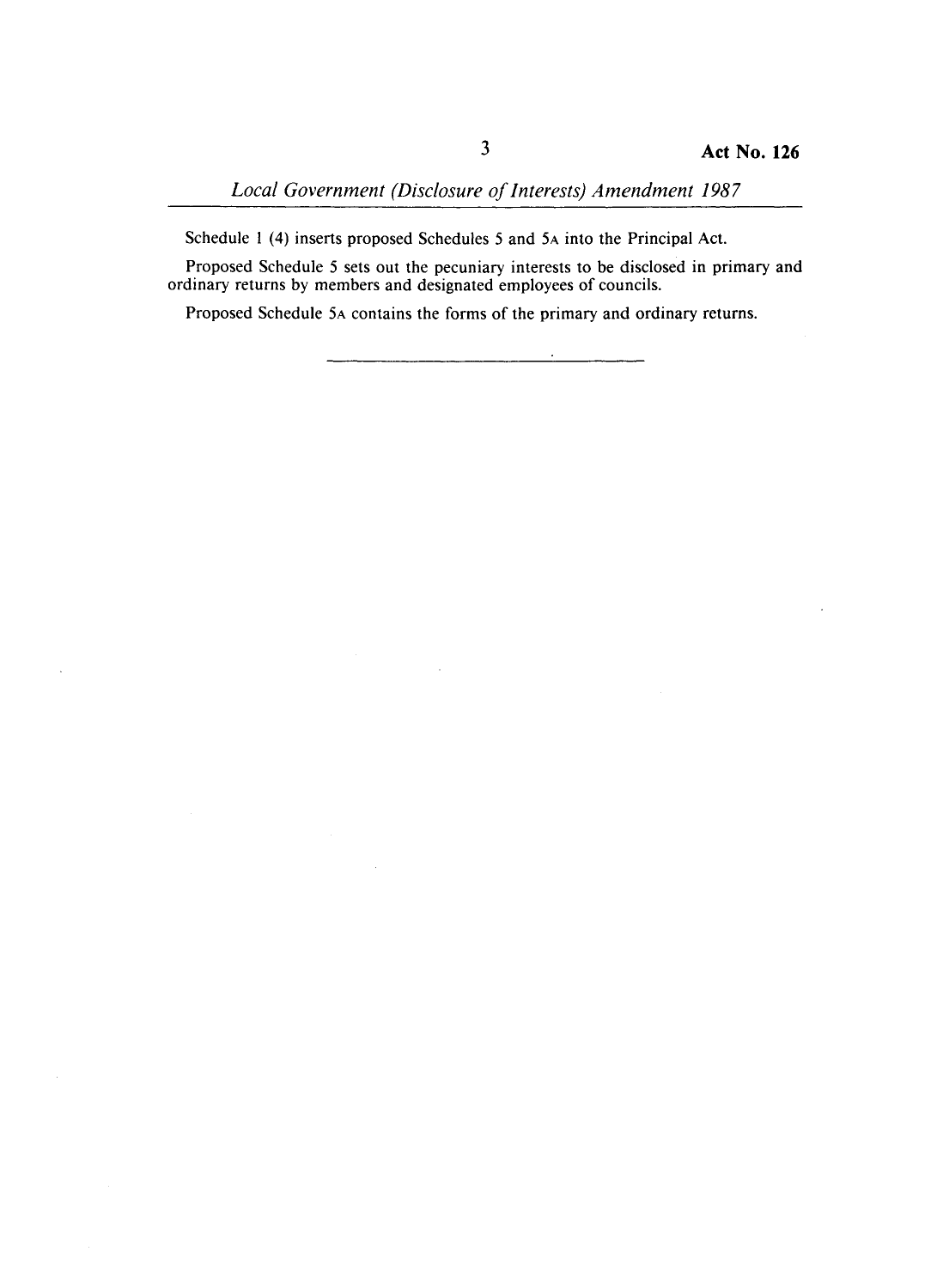Schedule 1 (4) inserts proposed Schedules 5 and 5A into the Principal Act.

Proposed Schedule 5 sets out the pecuniary interests to be disclosed in primary and ordinary returns by members and designated employees of councils.

Proposed Schedule 5A contains the forms of the primary and ordinary returns.